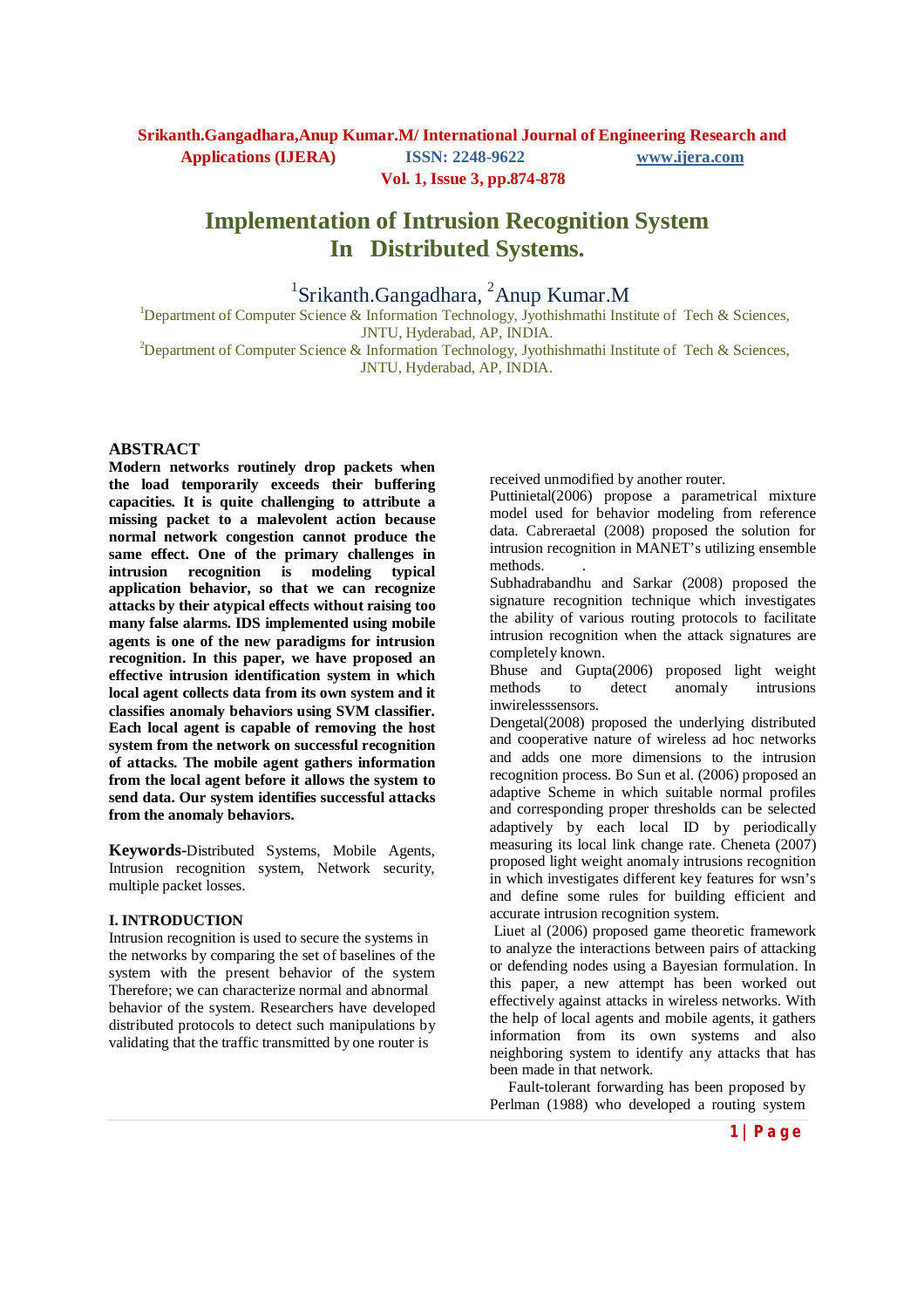# Implementation of Intrusion Recognition System In Distributed Systems.

[1]Srikanth.Gangadhara, [2]Anup Kumar.M

[1]Department of Computer Science & Information Technology, Jyothishmathi Institute of Tech & Sciences, JNTU, Hyderabad, AP, INDIA.

[2]Department of Computer Science & Information Technology, Jyothishmathi Institute of Tech & Sciences, JNTU, Hyderabad, AP, INDIA.

## ABSTRACT

**Modern networks routinely drop packets when the load temporarily exceeds their buffering capacities. It is quite challenging to attribute a missing packet to a malevolent action because normal network congestion cannot produce the same effect. One of the primary challenges in intrusion recognition is modeling typical application behavior, so that we can recognize attacks by their atypical effects without raising too many false alarms. IDS implemented using mobile agents is one of the new paradigms for intrusion recognition. In this paper, we have proposed an effective intrusion identification system in which local agent collects data from its own system and it classifies anomaly behaviors using SVM classifier. Each local agent is capable of removing the host system from the network on successful recognition of attacks. The mobile agent gathers information from the local agent before it allows the system to send data. Our system identifies successful attacks from the anomaly behaviors.**

**Keywords-**Distributed Systems, Mobile Agents, Intrusion recognition system, Network security, multiple packet losses.

## I. INTRODUCTION

Intrusion recognition is used to secure the systems in the networks by comparing the set of baselines of the system with the present behavior of the system Therefore; we can characterize normal and abnormal behavior of the system. Researchers have developed distributed protocols to detect such manipulations by validating that the traffic transmitted by one router is received unmodified by another router.

Puttinietal(2006) propose a parametrical mixture model used for behavior modeling from reference data. Cabreraetal (2008) proposed the solution for intrusion recognition in MANET's utilizing ensemble methods. .

Subhadrabandhu and Sarkar (2008) proposed the signature recognition technique which investigates the ability of various routing protocols to facilitate intrusion recognition when the attack signatures are completely known.

Bhuse and Gupta(2006) proposed light weight methods to detect anomaly intrusions inwirelesssensors.

Dengetal(2008) proposed the underlying distributed and cooperative nature of wireless ad hoc networks and adds one more dimensions to the intrusion recognition process. Bo Sun et al. (2006) proposed an adaptive Scheme in which suitable normal profiles and corresponding proper thresholds can be selected adaptively by each local ID by periodically measuring its local link change rate. Cheneta (2007) proposed light weight anomaly intrusions recognition in which investigates different key features for wsn's and define some rules for building efficient and accurate intrusion recognition system.

Liuet al (2006) proposed game theoretic framework to analyze the interactions between pairs of attacking or defending nodes using a Bayesian formulation. In this paper, a new attempt has been worked out effectively against attacks in wireless networks. With the help of local agents and mobile agents, it gathers information from its own systems and also neighboring system to identify any attacks that has been made in that network.

Fault-tolerant forwarding has been proposed by Perlman (1988) who developed a routing system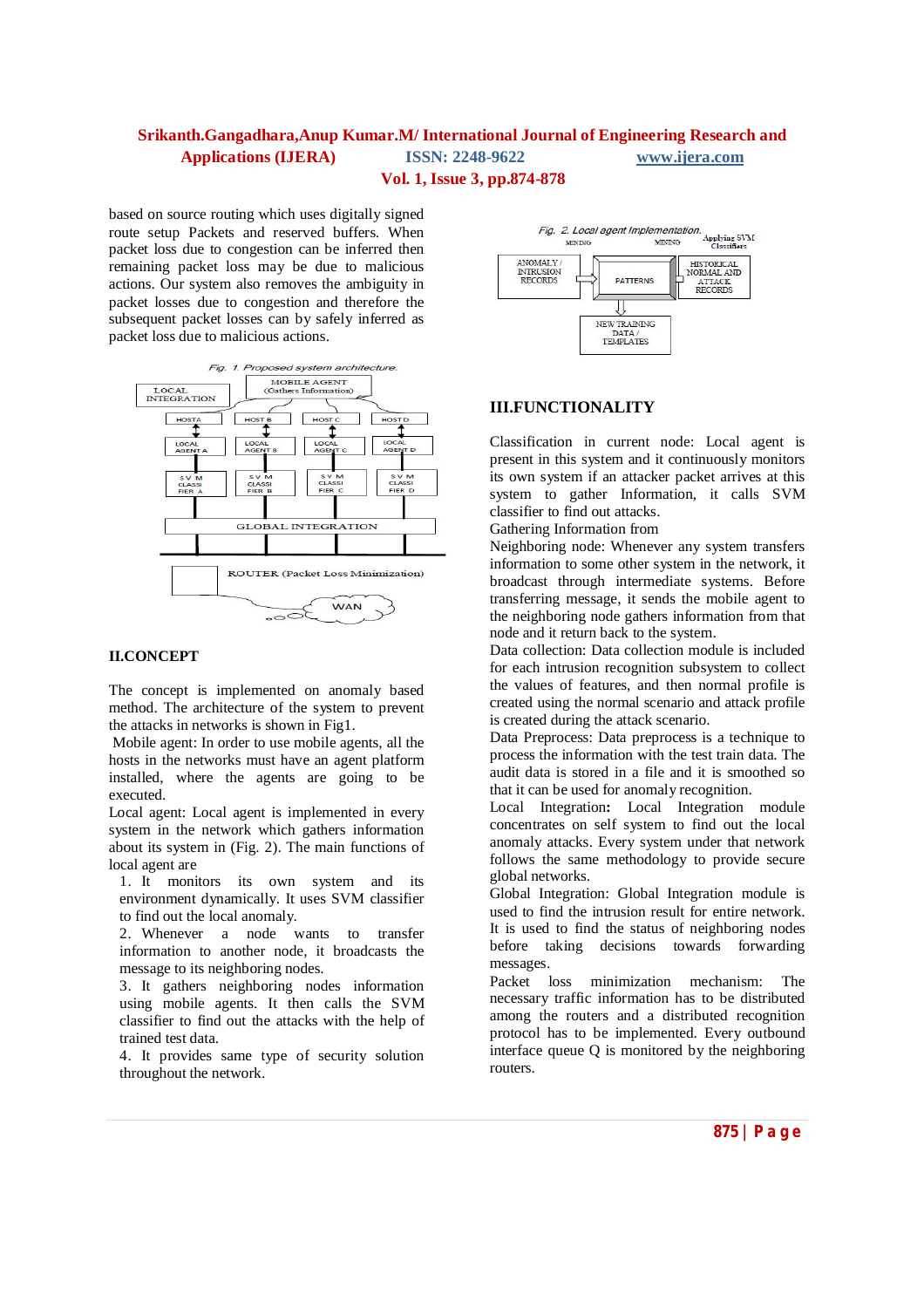based on source routing which uses digitally signed route setup Packets and reserved buffers. When packet loss due to congestion can be inferred then remaining packet loss may be due to malicious actions. Our system also removes the ambiguity in packet losses due to congestion and therefore the subsequent packet losses can by safely inferred as packet loss due to malicious actions.

*Fig. 1. Proposed system architecture.*

## II.CONCEPT

The concept is implemented on anomaly based method. The architecture of the system to prevent the attacks in networks is shown in Fig1.

Mobile agent: In order to use mobile agents, all the hosts in the networks must have an agent platform installed, where the agents are going to be executed.

Local agent: Local agent is implemented in every system in the network which gathers information about its system in (Fig. 2). The main functions of local agent are

1. It monitors its own system and its environment dynamically. It uses SVM classifier to find out the local anomaly.
2. Whenever a node wants to transfer information to another node, it broadcasts the message to its neighboring nodes.
3. It gathers neighboring nodes information using mobile agents. It then calls the SVM classifier to find out the attacks with the help of trained test data.
4. It provides same type of security solution throughout the network.

*Fig. 2. Local agent Implementation.*

## III.FUNCTIONALITY

Classification in current node: Local agent is present in this system and it continuously monitors its own system if an attacker packet arrives at this system to gather Information, it calls SVM classifier to find out attacks.

Gathering Information from

Neighboring node: Whenever any system transfers information to some other system in the network, it broadcast through intermediate systems. Before transferring message, it sends the mobile agent to the neighboring node gathers information from that node and it return back to the system.

Data collection: Data collection module is included for each intrusion recognition subsystem to collect the values of features, and then normal profile is created using the normal scenario and attack profile is created during the attack scenario.

Data Preprocess: Data preprocess is a technique to process the information with the test train data. The audit data is stored in a file and it is smoothed so that it can be used for anomaly recognition.

Local Integration**:** Local Integration module concentrates on self system to find out the local anomaly attacks. Every system under that network follows the same methodology to provide secure global networks.

Global Integration: Global Integration module is used to find the intrusion result for entire network. It is used to find the status of neighboring nodes before taking decisions towards forwarding messages.

Packet loss minimization mechanism: The necessary traffic information has to be distributed among the routers and a distributed recognition protocol has to be implemented. Every outbound interface queue Q is monitored by the neighboring routers.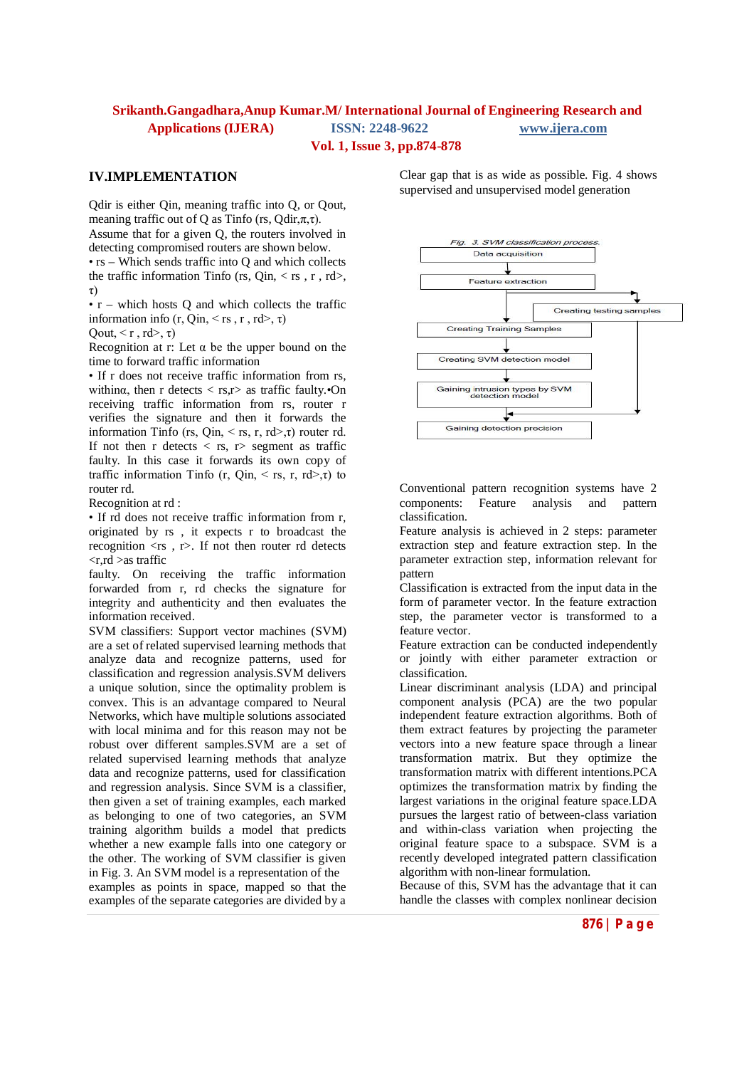## IV.IMPLEMENTATION

Qdir is either Qin, meaning traffic into Q, or Qout, meaning traffic out of Q as Tinfo (rs, Qdir,π,τ).
Assume that for a given Q, the routers involved in detecting compromised routers are shown below.

- rs – Which sends traffic into Q and which collects the traffic information Tinfo (rs, Qin, < rs , r , rd>, τ)
- r – which hosts Q and which collects the traffic information info (r, Qin, < rs , r , rd>, τ)

Qout, < r , rd>, τ)
Recognition at r: Let α be the upper bound on the time to forward traffic information

- If r does not receive traffic information from rs, withinα, then r detects < rs,r> as traffic faulty.
- On receiving traffic information from rs, router r verifies the signature and then it forwards the information Tinfo (rs, Qin, < rs, r, rd>,τ) router rd. If not then r detects < rs, r> segment as traffic faulty. In this case it forwards its own copy of traffic information Tinfo (r, Qin, < rs, r, rd>,τ) to router rd.

Recognition at rd :

- If rd does not receive traffic information from r, originated by rs , it expects r to broadcast the recognition <rs , r>. If not then router rd detects <r,rd >as traffic faulty. On receiving the traffic information forwarded from r, rd checks the signature for integrity and authenticity and then evaluates the information received.

SVM classifiers: Support vector machines (SVM) are a set of related supervised learning methods that analyze data and recognize patterns, used for classification and regression analysis.SVM delivers a unique solution, since the optimality problem is convex. This is an advantage compared to Neural Networks, which have multiple solutions associated with local minima and for this reason may not be robust over different samples.SVM are a set of related supervised learning methods that analyze data and recognize patterns, used for classification and regression analysis. Since SVM is a classifier, then given a set of training examples, each marked as belonging to one of two categories, an SVM training algorithm builds a model that predicts whether a new example falls into one category or the other. The working of SVM classifier is given in Fig. 3. An SVM model is a representation of the examples as points in space, mapped so that the examples of the separate categories are divided by a Clear gap that is as wide as possible. Fig. 4 shows supervised and unsupervised model generation

*Fig. 3. SVM classification process.*

Data acquisition → Feature extraction → Creating testing samples / Creating Training Samples → Creating SVM detection model → Gaining intrusion types by SVM detection model → Gaining detection precision

Conventional pattern recognition systems have 2 components: Feature analysis and pattern classification.
Feature analysis is achieved in 2 steps: parameter extraction step and feature extraction step. In the parameter extraction step, information relevant for pattern
Classification is extracted from the input data in the form of parameter vector. In the feature extraction step, the parameter vector is transformed to a feature vector.
Feature extraction can be conducted independently or jointly with either parameter extraction or classification.
Linear discriminant analysis (LDA) and principal component analysis (PCA) are the two popular independent feature extraction algorithms. Both of them extract features by projecting the parameter vectors into a new feature space through a linear transformation matrix. But they optimize the transformation matrix with different intentions.PCA optimizes the transformation matrix by finding the largest variations in the original feature space.LDA pursues the largest ratio of between-class variation and within-class variation when projecting the original feature space to a subspace. SVM is a recently developed integrated pattern classification algorithm with non-linear formulation.
Because of this, SVM has the advantage that it can handle the classes with complex nonlinear decision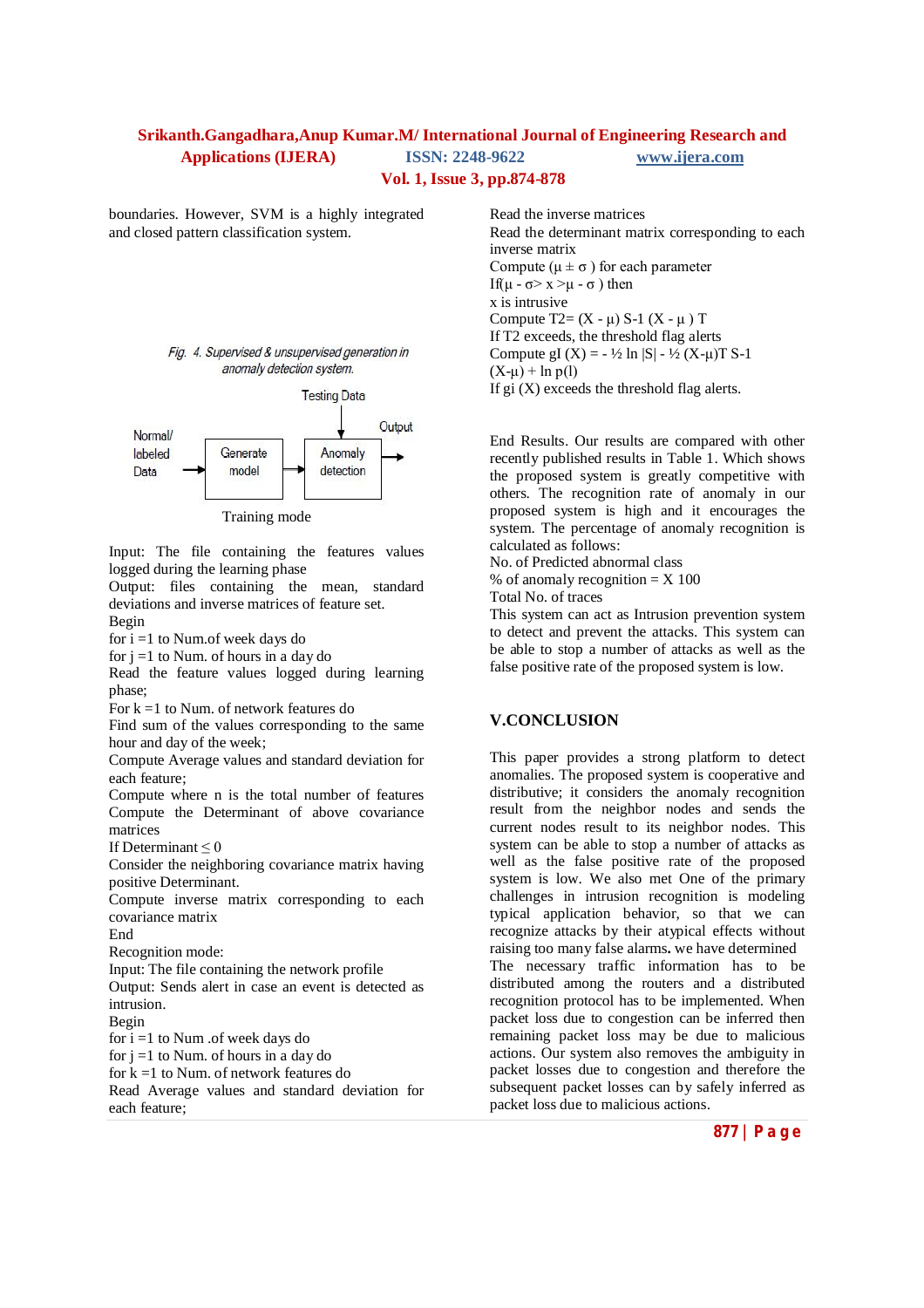boundaries. However, SVM is a highly integrated and closed pattern classification system.

*Fig. 4. Supervised & unsupervised generation in anomaly detection system.*

Testing Data

Normal/ labeled Data → Generate model → Anomaly detection → Output

Training mode

Input: The file containing the features values logged during the learning phase
Output: files containing the mean, standard deviations and inverse matrices of feature set.
Begin
for i =1 to Num.of week days do
for j =1 to Num. of hours in a day do
Read the feature values logged during learning phase;
For k =1 to Num. of network features do
Find sum of the values corresponding to the same hour and day of the week;
Compute Average values and standard deviation for each feature;
Compute where n is the total number of features
Compute the Determinant of above covariance matrices
If Determinant ≤ 0
Consider the neighboring covariance matrix having positive Determinant.
Compute inverse matrix corresponding to each covariance matrix
End
Recognition mode:
Input: The file containing the network profile
Output: Sends alert in case an event is detected as intrusion.
Begin
for i =1 to Num .of week days do
for j =1 to Num. of hours in a day do
for k =1 to Num. of network features do
Read Average values and standard deviation for each feature;
Read the inverse matrices
Read the determinant matrix corresponding to each inverse matrix
Compute $(\mu \pm \sigma)$ for each parameter
If$(\mu - \sigma > x > \mu - \sigma)$ then
x is intrusive
Compute $T2 = (X - \mu) S\text{-}1 (X - \mu)\ T$
If T2 exceeds, the threshold flag alerts
Compute $gI(X) = - ½ \ln |S| - ½ (X\text{-}\mu)T\ S\text{-}1 (X\text{-}\mu) + \ln p(l)$
If gi (X) exceeds the threshold flag alerts.

End Results. Our results are compared with other recently published results in Table 1. Which shows the proposed system is greatly competitive with others. The recognition rate of anomaly in our proposed system is high and it encourages the system. The percentage of anomaly recognition is calculated as follows:
No. of Predicted abnormal class
% of anomaly recognition = X 100
Total No. of traces
This system can act as Intrusion prevention system to detect and prevent the attacks. This system can be able to stop a number of attacks as well as the false positive rate of the proposed system is low.

## V.CONCLUSION

This paper provides a strong platform to detect anomalies. The proposed system is cooperative and distributive; it considers the anomaly recognition result from the neighbor nodes and sends the current nodes result to its neighbor nodes. This system can be able to stop a number of attacks as well as the false positive rate of the proposed system is low. We also met One of the primary challenges in intrusion recognition is modeling typical application behavior, so that we can recognize attacks by their atypical effects without raising too many false alarms**.** we have determined The necessary traffic information has to be distributed among the routers and a distributed recognition protocol has to be implemented. When packet loss due to congestion can be inferred then remaining packet loss may be due to malicious actions. Our system also removes the ambiguity in packet losses due to congestion and therefore the subsequent packet losses can by safely inferred as packet loss due to malicious actions.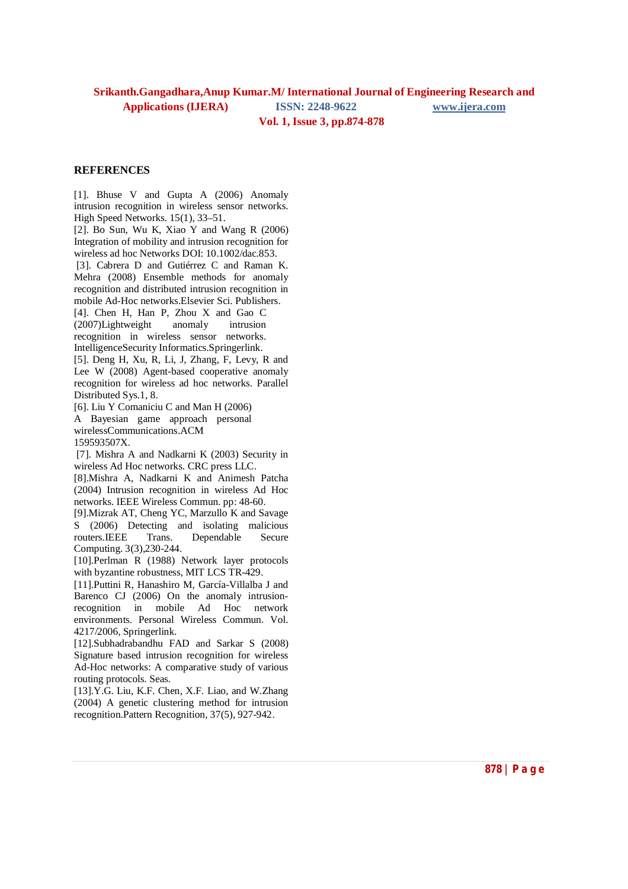## REFERENCES

[1]. Bhuse V and Gupta A (2006) Anomaly intrusion recognition in wireless sensor networks. High Speed Networks. 15(1), 33–51.

[2]. Bo Sun, Wu K, Xiao Y and Wang R (2006) Integration of mobility and intrusion recognition for wireless ad hoc Networks DOI: 10.1002/dac.853.

[3]. Cabrera D and Gutiérrez C and Raman K. Mehra (2008) Ensemble methods for anomaly recognition and distributed intrusion recognition in mobile Ad-Hoc networks.Elsevier Sci. Publishers.

[4]. Chen H, Han P, Zhou X and Gao C (2007)Lightweight anomaly intrusion recognition in wireless sensor networks. IntelligenceSecurity Informatics.Springerlink.

[5]. Deng H, Xu, R, Li, J, Zhang, F, Levy, R and Lee W (2008) Agent-based cooperative anomaly recognition for wireless ad hoc networks. Parallel Distributed Sys.1, 8.

[6]. Liu Y Comaniciu C and Man H (2006) A Bayesian game approach personal wirelessCommunications.ACM 159593507X.

[7]. Mishra A and Nadkarni K (2003) Security in wireless Ad Hoc networks. CRC press LLC.

[8].Mishra A, Nadkarni K and Animesh Patcha (2004) Intrusion recognition in wireless Ad Hoc networks. IEEE Wireless Commun. pp: 48-60.

[9].Mizrak AT, Cheng YC, Marzullo K and Savage S (2006) Detecting and isolating malicious routers.IEEE Trans. Dependable Secure Computing. 3(3),230-244.

[10].Perlman R (1988) Network layer protocols with byzantine robustness, MIT LCS TR-429.

[11].Puttini R, Hanashiro M, García-Villalba J and Barenco CJ (2006) On the anomaly intrusion-recognition in mobile Ad Hoc network environments. Personal Wireless Commun. Vol. 4217/2006, Springerlink.

[12].Subhadrabandhu FAD and Sarkar S (2008) Signature based intrusion recognition for wireless Ad-Hoc networks: A comparative study of various routing protocols. Seas.

[13].Y.G. Liu, K.F. Chen, X.F. Liao, and W.Zhang (2004) A genetic clustering method for intrusion recognition.Pattern Recognition, 37(5), 927-942.